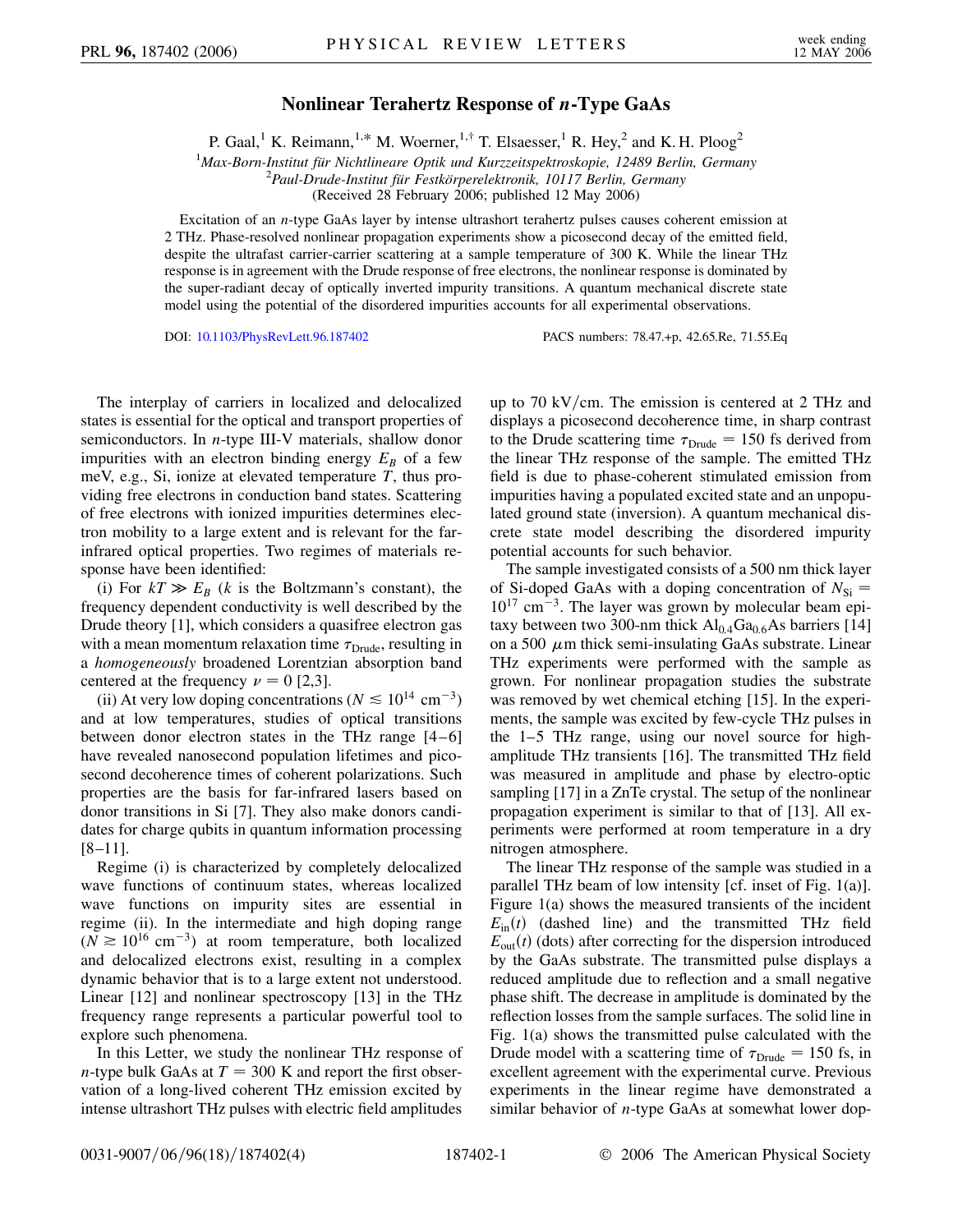# Nonlinear Terahertz Response of n-Type GaAs

P. Gaal,[1] K. Reimann,[1,*] M. Woerner,[1,†] T. Elsaesser,[1] R. Hey,[2] and K. H. Ploog[2]

[1]*Max-Born-Institut für Nichtlineare Optik und Kurzzeitspektroskopie, 12489 Berlin, Germany*
[2]*Paul-Drude-Institut für Festkörperelektronik, 10117 Berlin, Germany*
(Received 28 February 2006; published 12 May 2006)

Excitation of an $n$-type GaAs layer by intense ultrashort terahertz pulses causes coherent emission at 2 THz. Phase-resolved nonlinear propagation experiments show a picosecond decay of the emitted field, despite the ultrafast carrier-carrier scattering at a sample temperature of 300 K. While the linear THz response is in agreement with the Drude response of free electrons, the nonlinear response is dominated by the super-radiant decay of optically inverted impurity transitions. A quantum mechanical discrete state model using the potential of the disordered impurities accounts for all experimental observations.

DOI: 10.1103/PhysRevLett.96.187402 PACS numbers: 78.47.+p, 42.65.Re, 71.55.Eq

The interplay of carriers in localized and delocalized states is essential for the optical and transport properties of semiconductors. In $n$-type III-V materials, shallow donor impurities with an electron binding energy $E_B$ of a few meV, e.g., Si, ionize at elevated temperature $T$, thus providing free electrons in conduction band states. Scattering of free electrons with ionized impurities determines electron mobility to a large extent and is relevant for the far-infrared optical properties. Two regimes of materials response have been identified:

(i) For $kT \gg E_B$ ($k$ is the Boltzmann's constant), the frequency dependent conductivity is well described by the Drude theory [1], which considers a quasifree electron gas with a mean momentum relaxation time $\tau_{\mathrm{Drude}}$, resulting in a *homogeneously* broadened Lorentzian absorption band centered at the frequency $\nu = 0$ [2,3].

(ii) At very low doping concentrations ($N \lesssim 10^{14}$ cm$^{-3}$) and at low temperatures, studies of optical transitions between donor electron states in the THz range [4–6] have revealed nanosecond population lifetimes and picosecond decoherence times of coherent polarizations. Such properties are the basis for far-infrared lasers based on donor transitions in Si [7]. They also make donors candidates for charge qubits in quantum information processing [8–11].

Regime (i) is characterized by completely delocalized wave functions of continuum states, whereas localized wave functions on impurity sites are essential in regime (ii). In the intermediate and high doping range ($N \gtrsim 10^{16}$ cm$^{-3}$) at room temperature, both localized and delocalized electrons exist, resulting in a complex dynamic behavior that is to a large extent not understood. Linear [12] and nonlinear spectroscopy [13] in the THz frequency range represents a particular powerful tool to explore such phenomena.

In this Letter, we study the nonlinear THz response of $n$-type bulk GaAs at $T = 300$ K and report the first observation of a long-lived coherent THz emission excited by intense ultrashort THz pulses with electric field amplitudes up to 70 kV/cm. The emission is centered at 2 THz and displays a picosecond decoherence time, in sharp contrast to the Drude scattering time $\tau_{\mathrm{Drude}} = 150$ fs derived from the linear THz response of the sample. The emitted THz field is due to phase-coherent stimulated emission from impurities having a populated excited state and an unpopulated ground state (inversion). A quantum mechanical discrete state model describing the disordered impurity potential accounts for such behavior.

The sample investigated consists of a 500 nm thick layer of Si-doped GaAs with a doping concentration of $N_{\mathrm{Si}} = 10^{17}$ cm$^{-3}$. The layer was grown by molecular beam epitaxy between two 300-nm thick $\mathrm{Al_{0.4}Ga_{0.6}As}$ barriers [14] on a 500 $\mu$m thick semi-insulating GaAs substrate. Linear THz experiments were performed with the sample as grown. For nonlinear propagation studies the substrate was removed by wet chemical etching [15]. In the experiments, the sample was excited by few-cycle THz pulses in the 1–5 THz range, using our novel source for high-amplitude THz transients [16]. The transmitted THz field was measured in amplitude and phase by electro-optic sampling [17] in a ZnTe crystal. The setup of the nonlinear propagation experiment is similar to that of [13]. All experiments were performed at room temperature in a dry nitrogen atmosphere.

The linear THz response of the sample was studied in a parallel THz beam of low intensity [cf. inset of Fig. 1(a)]. Figure 1(a) shows the measured transients of the incident $E_{\mathrm{in}}(t)$ (dashed line) and the transmitted THz field $E_{\mathrm{out}}(t)$ (dots) after correcting for the dispersion introduced by the GaAs substrate. The transmitted pulse displays a reduced amplitude due to reflection and a small negative phase shift. The decrease in amplitude is dominated by the reflection losses from the sample surfaces. The solid line in Fig. 1(a) shows the transmitted pulse calculated with the Drude model with a scattering time of $\tau_{\mathrm{Drude}} = 150$ fs, in excellent agreement with the experimental curve. Previous experiments in the linear regime have demonstrated a similar behavior of $n$-type GaAs at somewhat lower dop-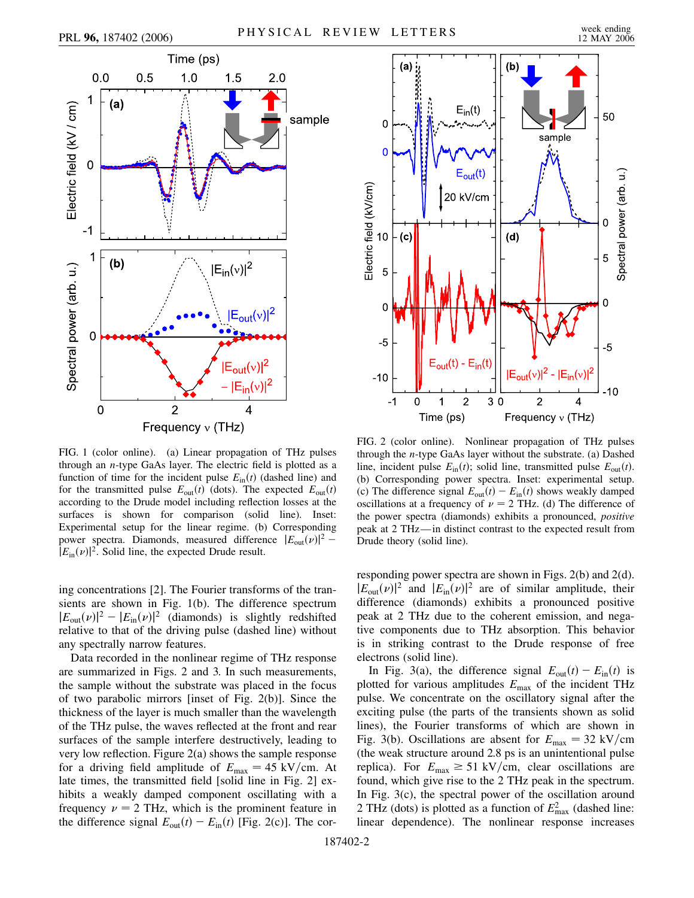FIG. 1 (color online). (a) Linear propagation of THz pulses through an $n$-type GaAs layer. The electric field is plotted as a function of time for the incident pulse $E_{in}(t)$ (dashed line) and for the transmitted pulse $E_{out}(t)$ (dots). The expected $E_{out}(t)$ according to the Drude model including reflection losses at the surfaces is shown for comparison (solid line). Inset: Experimental setup for the linear regime. (b) Corresponding power spectra. Diamonds, measured difference $|E_{out}(\nu)|^2 - |E_{in}(\nu)|^2$. Solid line, the expected Drude result.

ing concentrations [2]. The Fourier transforms of the transients are shown in Fig. 1(b). The difference spectrum $|E_{out}(\nu)|^2 - |E_{in}(\nu)|^2$ (diamonds) is slightly redshifted relative to that of the driving pulse (dashed line) without any spectrally narrow features.

Data recorded in the nonlinear regime of THz response are summarized in Figs. 2 and 3. In such measurements, the sample without the substrate was placed in the focus of two parabolic mirrors [inset of Fig. 2(b)]. Since the thickness of the layer is much smaller than the wavelength of the THz pulse, the waves reflected at the front and rear surfaces of the sample interfere destructively, leading to very low reflection. Figure 2(a) shows the sample response for a driving field amplitude of $E_{max} = 45$ kV/cm. At late times, the transmitted field [solid line in Fig. 2] exhibits a weakly damped component oscillating with a frequency $\nu = 2$ THz, which is the prominent feature in the difference signal $E_{out}(t) - E_{in}(t)$ [Fig. 2(c)]. The corresponding power spectra are shown in Figs. 2(b) and 2(d). $|E_{out}(\nu)|^2$ and $|E_{in}(\nu)|^2$ are of similar amplitude, their difference (diamonds) exhibits a pronounced positive peak at 2 THz due to the coherent emission, and negative components due to THz absorption. This behavior is in striking contrast to the Drude response of free electrons (solid line).

FIG. 2 (color online). Nonlinear propagation of THz pulses through the $n$-type GaAs layer without the substrate. (a) Dashed line, incident pulse $E_{in}(t)$; solid line, transmitted pulse $E_{out}(t)$. (b) Corresponding power spectra. Inset: experimental setup. (c) The difference signal $E_{out}(t) - E_{in}(t)$ shows weakly damped oscillations at a frequency of $\nu = 2$ THz. (d) The difference of the power spectra (diamonds) exhibits a pronounced, *positive* peak at 2 THz—in distinct contrast to the expected result from Drude theory (solid line).

In Fig. 3(a), the difference signal $E_{out}(t) - E_{in}(t)$ is plotted for various amplitudes $E_{max}$ of the incident THz pulse. We concentrate on the oscillatory signal after the exciting pulse (the parts of the transients shown as solid lines), the Fourier transforms of which are shown in Fig. 3(b). Oscillations are absent for $E_{max} = 32$ kV/cm (the weak structure around 2.8 ps is an unintentional pulse replica). For $E_{max} \geq 51$ kV/cm, clear oscillations are found, which give rise to the 2 THz peak in the spectrum. In Fig. 3(c), the spectral power of the oscillation around 2 THz (dots) is plotted as a function of $E_{max}^2$ (dashed line: linear dependence). The nonlinear response increases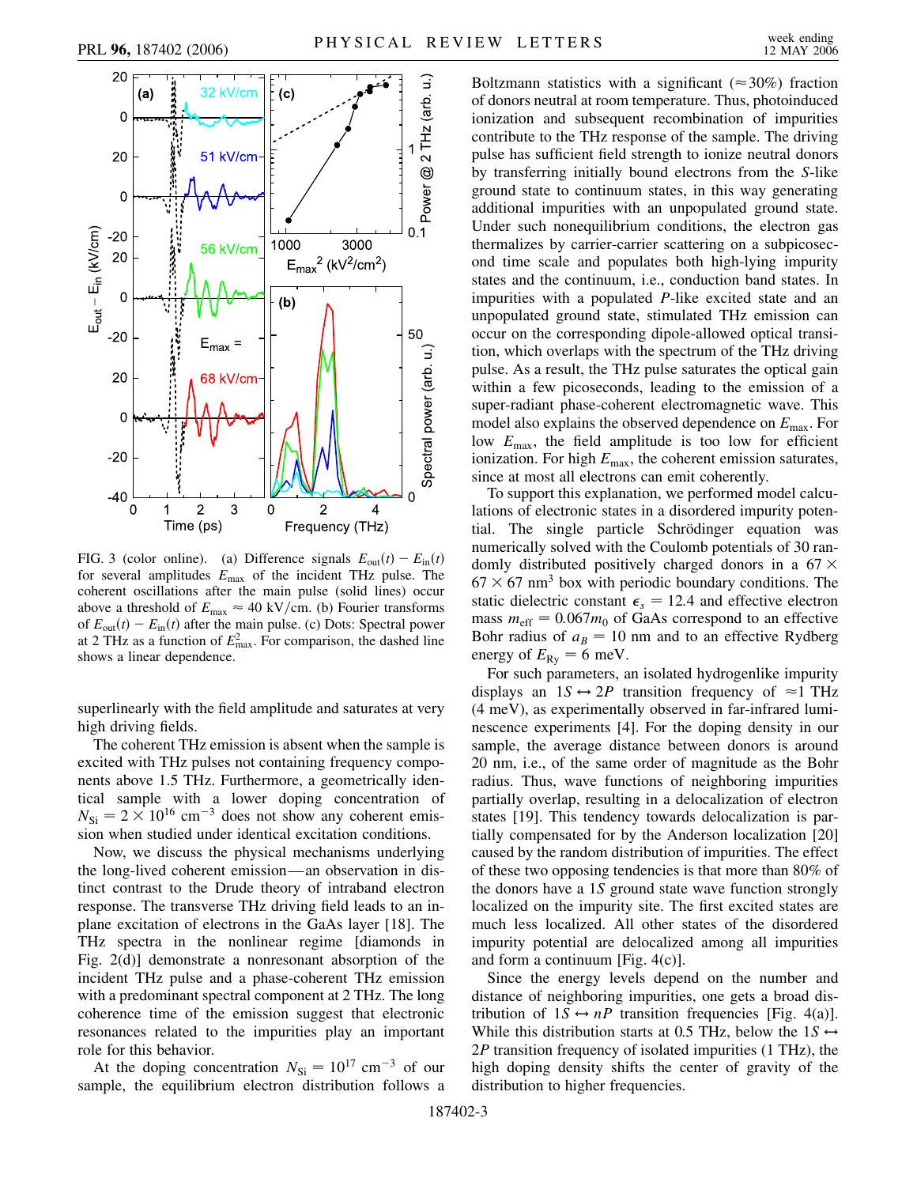FIG. 3 (color online). (a) Difference signals $E_{out}(t) - E_{in}(t)$ for several amplitudes $E_{max}$ of the incident THz pulse. The coherent oscillations after the main pulse (solid lines) occur above a threshold of $E_{max} \approx 40$ kV/cm. (b) Fourier transforms of $E_{out}(t) - E_{in}(t)$ after the main pulse. (c) Dots: Spectral power at 2 THz as a function of $E_{max}^2$. For comparison, the dashed line shows a linear dependence.

superlinearly with the field amplitude and saturates at very high driving fields.

The coherent THz emission is absent when the sample is excited with THz pulses not containing frequency components above 1.5 THz. Furthermore, a geometrically identical sample with a lower doping concentration of $N_{Si} = 2 \times 10^{16}$ cm$^{-3}$ does not show any coherent emission when studied under identical excitation conditions.

Now, we discuss the physical mechanisms underlying the long-lived coherent emission—an observation in distinct contrast to the Drude theory of intraband electron response. The transverse THz driving field leads to an in-plane excitation of electrons in the GaAs layer [18]. The THz spectra in the nonlinear regime [diamonds in Fig. 2(d)] demonstrate a nonresonant absorption of the incident THz pulse and a phase-coherent THz emission with a predominant spectral component at 2 THz. The long coherence time of the emission suggest that electronic resonances related to the impurities play an important role for this behavior.

At the doping concentration $N_{Si} = 10^{17}$ cm$^{-3}$ of our sample, the equilibrium electron distribution follows a Boltzmann statistics with a significant ($\approx 30\%$) fraction of donors neutral at room temperature. Thus, photoinduced ionization and subsequent recombination of impurities contribute to the THz response of the sample. The driving pulse has sufficient field strength to ionize neutral donors by transferring initially bound electrons from the $S$-like ground state to continuum states, in this way generating additional impurities with an unpopulated ground state. Under such nonequilibrium conditions, the electron gas thermalizes by carrier-carrier scattering on a subpicosecond time scale and populates both high-lying impurity states and the continuum, i.e., conduction band states. In impurities with a populated $P$-like excited state and an unpopulated ground state, stimulated THz emission can occur on the corresponding dipole-allowed optical transition, which overlaps with the spectrum of the THz driving pulse. As a result, the THz pulse saturates the optical gain within a few picoseconds, leading to the emission of a super-radiant phase-coherent electromagnetic wave. This model also explains the observed dependence on $E_{max}$. For low $E_{max}$, the field amplitude is too low for efficient ionization. For high $E_{max}$, the coherent emission saturates, since at most all electrons can emit coherently.

To support this explanation, we performed model calculations of electronic states in a disordered impurity potential. The single particle Schrödinger equation was numerically solved with the Coulomb potentials of 30 randomly distributed positively charged donors in a $67 \times 67 \times 67$ nm$^3$ box with periodic boundary conditions. The static dielectric constant $\epsilon_s = 12.4$ and effective electron mass $m_{eff} = 0.067 m_0$ of GaAs correspond to an effective Bohr radius of $a_B = 10$ nm and to an effective Rydberg energy of $E_{Ry} = 6$ meV.

For such parameters, an isolated hydrogenlike impurity displays an $1S \leftrightarrow 2P$ transition frequency of $\approx 1$ THz (4 meV), as experimentally observed in far-infrared luminescence experiments [4]. For the doping density in our sample, the average distance between donors is around 20 nm, i.e., of the same order of magnitude as the Bohr radius. Thus, wave functions of neighboring impurities partially overlap, resulting in a delocalization of electron states [19]. This tendency towards delocalization is partially compensated for by the Anderson localization [20] caused by the random distribution of impurities. The effect of these two opposing tendencies is that more than 80% of the donors have a $1S$ ground state wave function strongly localized on the impurity site. The first excited states are much less localized. All other states of the disordered impurity potential are delocalized among all impurities and form a continuum [Fig. 4(c)].

Since the energy levels depend on the number and distance of neighboring impurities, one gets a broad distribution of $1S \leftrightarrow nP$ transition frequencies [Fig. 4(a)]. While this distribution starts at 0.5 THz, below the $1S \leftrightarrow 2P$ transition frequency of isolated impurities (1 THz), the high doping density shifts the center of gravity of the distribution to higher frequencies.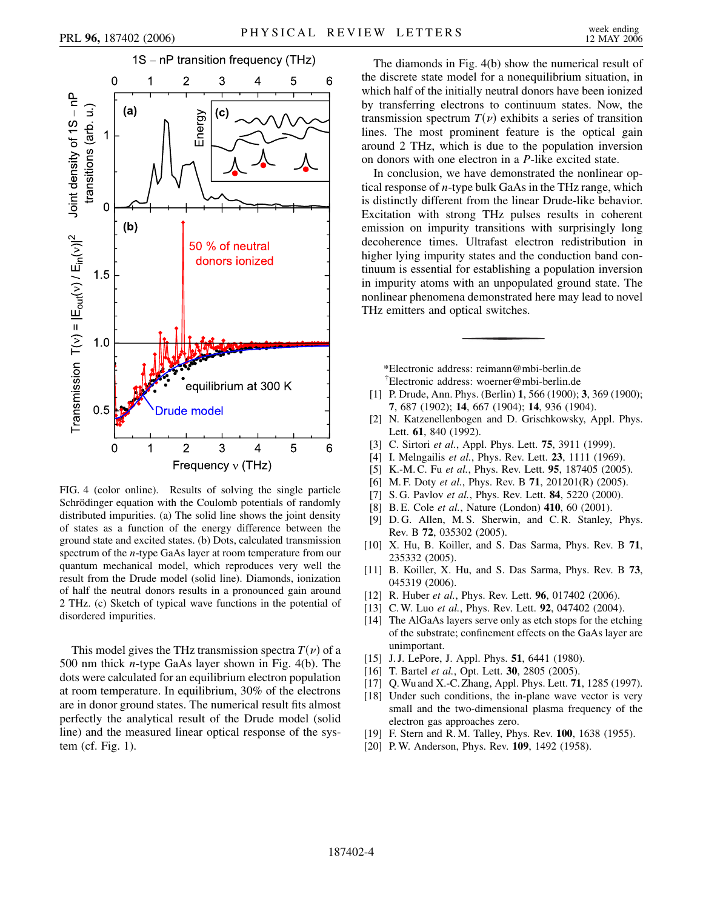1S – nP transition frequency (THz)

0 1 2 3 4 5 6

Joint density of 1S – nP transitions (arb. u.)

(a)

1

0

Energy

(c)

(b)

50 % of neutral donors ionized

Transmission $T(\nu) = |E_{out}(\nu) / E_{in}(\nu)|^2$

1.5

1.0

0.5

equilibrium at 300 K

Drude model

0 1 2 3 4 5 6

Frequency ν (THz)

FIG. 4 (color online). Results of solving the single particle Schrödinger equation with the Coulomb potentials of randomly distributed impurities. (a) The solid line shows the joint density of states as a function of the energy difference between the ground state and excited states. (b) Dots, calculated transmission spectrum of the $n$-type GaAs layer at room temperature from our quantum mechanical model, which reproduces very well the result from the Drude model (solid line). Diamonds, ionization of half the neutral donors results in a pronounced gain around 2 THz. (c) Sketch of typical wave functions in the potential of disordered impurities.

This model gives the THz transmission spectra $T(\nu)$ of a 500 nm thick $n$-type GaAs layer shown in Fig. 4(b). The dots were calculated for an equilibrium electron population at room temperature. In equilibrium, 30% of the electrons are in donor ground states. The numerical result fits almost perfectly the analytical result of the Drude model (solid line) and the measured linear optical response of the system (cf. Fig. 1).

The diamonds in Fig. 4(b) show the numerical result of the discrete state model for a nonequilibrium situation, in which half of the initially neutral donors have been ionized by transferring electrons to continuum states. Now, the transmission spectrum $T(\nu)$ exhibits a series of transition lines. The most prominent feature is the optical gain around 2 THz, which is due to the population inversion on donors with one electron in a $P$-like excited state.

In conclusion, we have demonstrated the nonlinear optical response of $n$-type bulk GaAs in the THz range, which is distinctly different from the linear Drude-like behavior. Excitation with strong THz pulses results in coherent emission on impurity transitions with surprisingly long decoherence times. Ultrafast electron redistribution in higher lying impurity states and the conduction band continuum is essential for establishing a population inversion in impurity atoms with an unpopulated ground state. The nonlinear phenomena demonstrated here may lead to novel THz emitters and optical switches.

*Electronic address: reimann@mbi-berlin.de

†Electronic address: woerner@mbi-berlin.de

[1] P. Drude, Ann. Phys. (Berlin) **1**, 566 (1900); **3**, 369 (1900); **7**, 687 (1902); **14**, 667 (1904); **14**, 936 (1904).

[2] N. Katzenellenbogen and D. Grischkowsky, Appl. Phys. Lett. **61**, 840 (1992).

[3] C. Sirtori *et al.*, Appl. Phys. Lett. **75**, 3911 (1999).

[4] I. Melngailis *et al.*, Phys. Rev. Lett. **23**, 1111 (1969).

[5] K.-M. C. Fu *et al.*, Phys. Rev. Lett. **95**, 187405 (2005).

[6] M. F. Doty *et al.*, Phys. Rev. B **71**, 201201(R) (2005).

[7] S. G. Pavlov *et al.*, Phys. Rev. Lett. **84**, 5220 (2000).

[8] B. E. Cole *et al.*, Nature (London) **410**, 60 (2001).

[9] D. G. Allen, M. S. Sherwin, and C. R. Stanley, Phys. Rev. B **72**, 035302 (2005).

[10] X. Hu, B. Koiller, and S. Das Sarma, Phys. Rev. B **71**, 235332 (2005).

[11] B. Koiller, X. Hu, and S. Das Sarma, Phys. Rev. B **73**, 045319 (2006).

[12] R. Huber *et al.*, Phys. Rev. Lett. **96**, 017402 (2006).

[13] C. W. Luo *et al.*, Phys. Rev. Lett. **92**, 047402 (2004).

[14] The AlGaAs layers serve only as etch stops for the etching of the substrate; confinement effects on the GaAs layer are unimportant.

[15] J. J. LePore, J. Appl. Phys. **51**, 6441 (1980).

[16] T. Bartel *et al.*, Opt. Lett. **30**, 2805 (2005).

[17] Q. Wu and X.-C. Zhang, Appl. Phys. Lett. **71**, 1285 (1997).

[18] Under such conditions, the in-plane wave vector is very small and the two-dimensional plasma frequency of the electron gas approaches zero.

[19] F. Stern and R. M. Talley, Phys. Rev. **100**, 1638 (1955).

[20] P. W. Anderson, Phys. Rev. **109**, 1492 (1958).